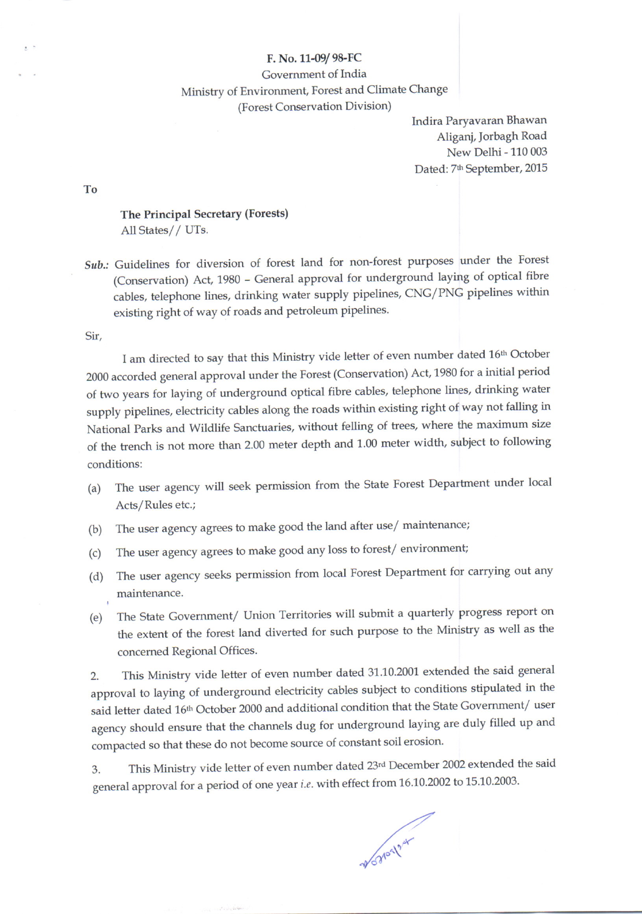**F. No. 11-09/ 98-FC**
Government of India
Ministry of Environment, Forest and Climate Change
(Forest Conservation Division)

Indira Paryavaran Bhawan
Aliganj, Jorbagh Road
New Delhi - 110 003
Dated: 7th September, 2015

To

**The Principal Secretary (Forests)**
All States// UTs.

***Sub.:*** Guidelines for diversion of forest land for non-forest purposes under the Forest (Conservation) Act, 1980 – General approval for underground laying of optical fibre cables, telephone lines, drinking water supply pipelines, CNG/PNG pipelines within existing right of way of roads and petroleum pipelines.

Sir,

I am directed to say that this Ministry vide letter of even number dated 16th October 2000 accorded general approval under the Forest (Conservation) Act, 1980 for a initial period of two years for laying of underground optical fibre cables, telephone lines, drinking water supply pipelines, electricity cables along the roads within existing right of way not falling in National Parks and Wildlife Sanctuaries, without felling of trees, where the maximum size of the trench is not more than 2.00 meter depth and 1.00 meter width, subject to following conditions:

(a) The user agency will seek permission from the State Forest Department under local Acts/Rules etc.;

(b) The user agency agrees to make good the land after use/ maintenance;

(c) The user agency agrees to make good any loss to forest/ environment;

(d) The user agency seeks permission from local Forest Department for carrying out any maintenance.

(e) The State Government/ Union Territories will submit a quarterly progress report on the extent of the forest land diverted for such purpose to the Ministry as well as the concerned Regional Offices.

2. This Ministry vide letter of even number dated 31.10.2001 extended the said general approval to laying of underground electricity cables subject to conditions stipulated in the said letter dated 16th October 2000 and additional condition that the State Government/ user agency should ensure that the channels dug for underground laying are duly filled up and compacted so that these do not become source of constant soil erosion.

3. This Ministry vide letter of even number dated 23rd December 2002 extended the said general approval for a period of one year *i.e.* with effect from 16.10.2002 to 15.10.2003.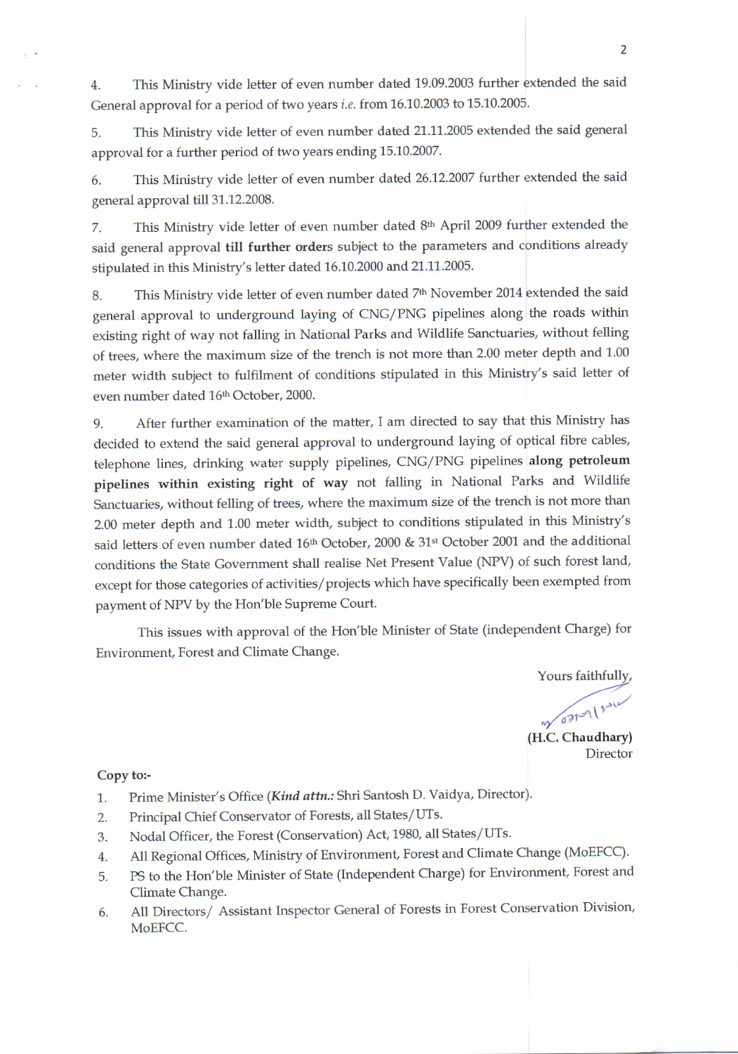4. This Ministry vide letter of even number dated 19.09.2003 further extended the said General approval for a period of two years *i.e.* from 16.10.2003 to 15.10.2005.

5. This Ministry vide letter of even number dated 21.11.2005 extended the said general approval for a further period of two years ending 15.10.2007.

6. This Ministry vide letter of even number dated 26.12.2007 further extended the said general approval till 31.12.2008.

7. This Ministry vide letter of even number dated 8th April 2009 further extended the said general approval **till further orders** subject to the parameters and conditions already stipulated in this Ministry's letter dated 16.10.2000 and 21.11.2005.

8. This Ministry vide letter of even number dated 7th November 2014 extended the said general approval to underground laying of CNG/PNG pipelines along the roads within existing right of way not falling in National Parks and Wildlife Sanctuaries, without felling of trees, where the maximum size of the trench is not more than 2.00 meter depth and 1.00 meter width subject to fulfilment of conditions stipulated in this Ministry's said letter of even number dated 16th October, 2000.

9. After further examination of the matter, I am directed to say that this Ministry has decided to extend the said general approval to underground laying of optical fibre cables, telephone lines, drinking water supply pipelines, CNG/PNG pipelines **along petroleum pipelines within existing right of way** not falling in National Parks and Wildlife Sanctuaries, without felling of trees, where the maximum size of the trench is not more than 2.00 meter depth and 1.00 meter width, subject to conditions stipulated in this Ministry's said letters of even number dated 16th October, 2000 & 31st October 2001 and the additional conditions the State Government shall realise Net Present Value (NPV) of such forest land, except for those categories of activities/projects which have specifically been exempted from payment of NPV by the Hon'ble Supreme Court.

This issues with approval of the Hon'ble Minister of State (independent Charge) for Environment, Forest and Climate Change.

Yours faithfully,

**(H.C. Chaudhary)**
Director

**Copy to:-**

1. Prime Minister's Office (***Kind attn.:*** Shri Santosh D. Vaidya, Director).
2. Principal Chief Conservator of Forests, all States/UTs.
3. Nodal Officer, the Forest (Conservation) Act, 1980, all States/UTs.
4. All Regional Offices, Ministry of Environment, Forest and Climate Change (MoEFCC).
5. PS to the Hon'ble Minister of State (Independent Charge) for Environment, Forest and Climate Change.
6. All Directors/ Assistant Inspector General of Forests in Forest Conservation Division, MoEFCC.